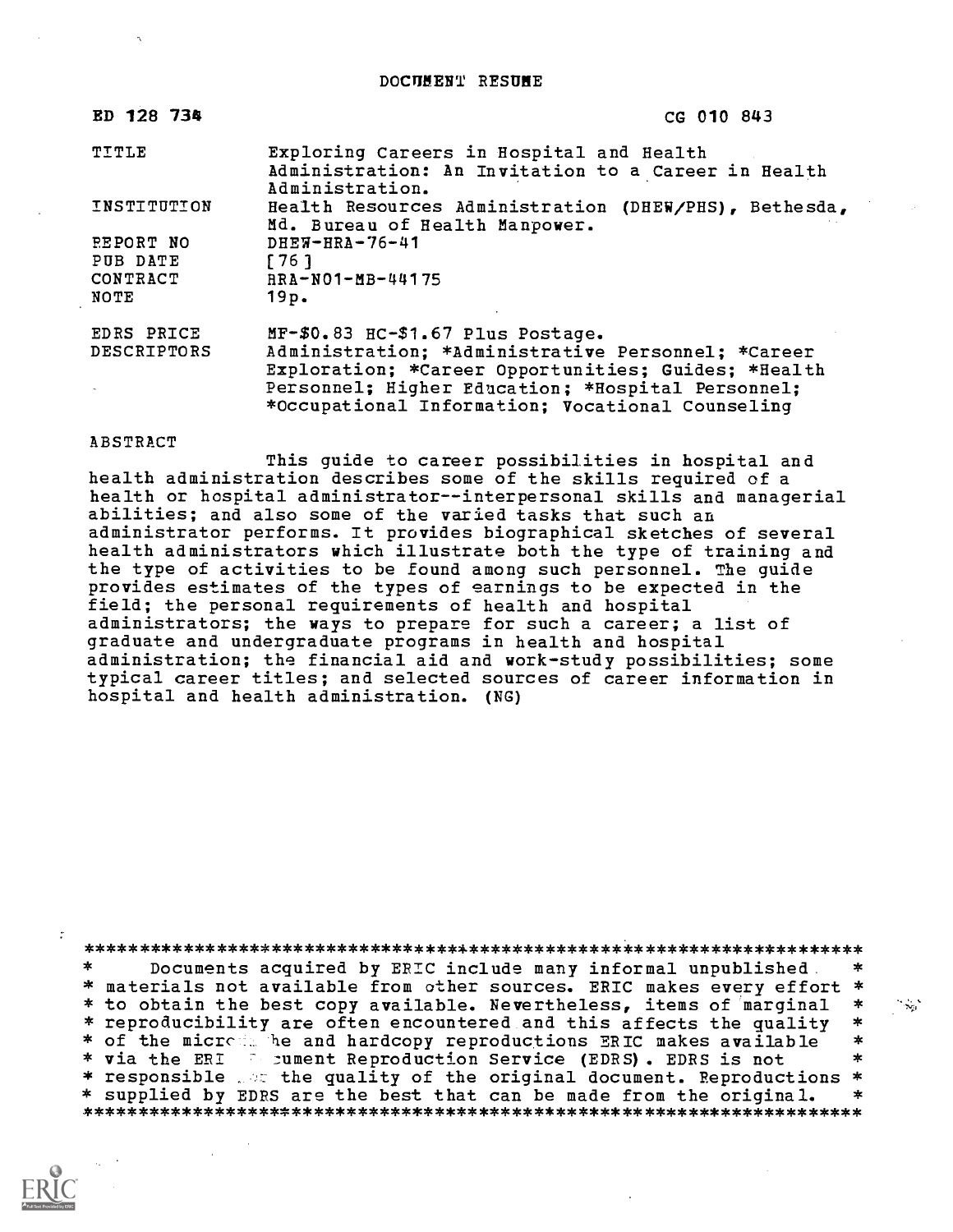# DOCUMENT RESUME

| ED 128 734 | CG 010 843 |
|---|---|
| TITLE | Exploring Careers in Hospital and Health Administration: An Invitation to a Career in Health Administration. |
| INSTITUTION | Health Resources Administration (DHEW/PHS), Bethesda, Md. Bureau of Health Manpower. |
| REPORT NO | DHEW-HRA-76-41 |
| PUB DATE | [76] |
| CONTRACT | HRA-N01-MB-44175 |
| NOTE | 19p. |
| EDRS PRICE | MF-$0.83 HC-$1.67 Plus Postage. |
| DESCRIPTORS | Administration; *Administrative Personnel; *Career Exploration; *Career Opportunities; Guides; *Health Personnel; Higher Education; *Hospital Personnel; *Occupational Information; Vocational Counseling |

## ABSTRACT

This guide to career possibilities in hospital and health administration describes some of the skills required of a health or hospital administrator--interpersonal skills and managerial abilities; and also some of the varied tasks that such an administrator performs. It provides biographical sketches of several health administrators which illustrate both the type of training and the type of activities to be found among such personnel. The guide provides estimates of the types of earnings to be expected in the field; the personal requirements of health and hospital administrators; the ways to prepare for such a career; a list of graduate and undergraduate programs in health and hospital administration; the financial aid and work-study possibilities; some typical career titles; and selected sources of career information in hospital and health administration. (NG)

```
***********************************************************************
*    Documents acquired by ERIC include many informal unpublished     *
* materials not available from other sources. ERIC makes every effort *
* to obtain the best copy available. Nevertheless, items of marginal  *
* reproducibility are often encountered and this affects the quality  *
* of the microfiche and hardcopy reproductions ERIC makes available   *
* via the ERIC Document Reproduction Service (EDRS). EDRS is not      *
* responsible for the quality of the original document. Reproductions *
* supplied by EDRS are the best that can be made from the original.   *
***********************************************************************
```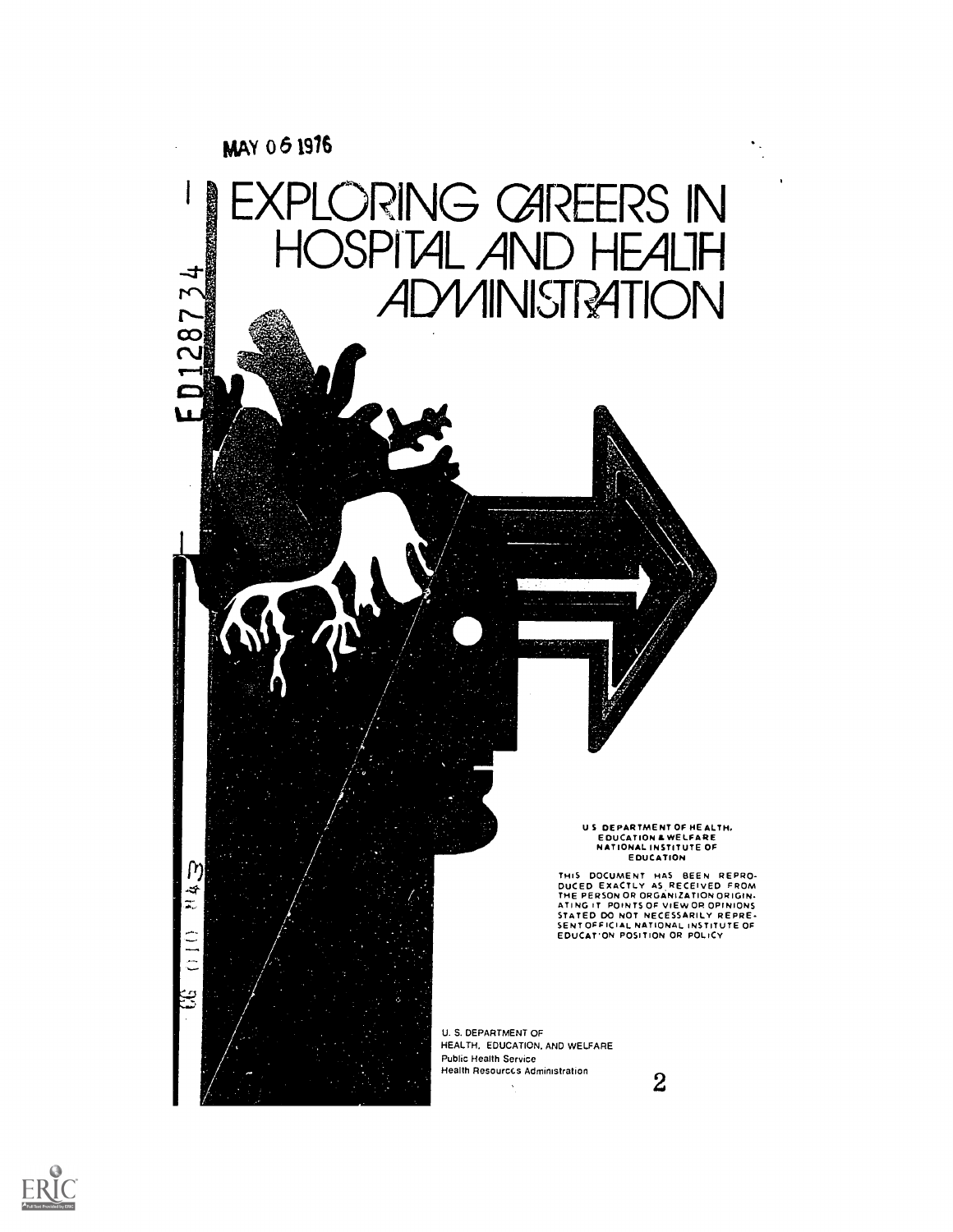MAY 06 1976

ED128734

# EXPLORING CAREERS IN HOSPITAL AND HEALTH ADMINISTRATION

U S DEPARTMENT OF HEALTH,
EDUCATION & WELFARE
NATIONAL INSTITUTE OF
EDUCATION

THIS DOCUMENT HAS BEEN REPRODUCED EXACTLY AS RECEIVED FROM THE PERSON OR ORGANIZATION ORIGINATING IT. POINTS OF VIEW OR OPINIONS STATED DO NOT NECESSARILY REPRESENT OFFICIAL NATIONAL INSTITUTE OF EDUCATION POSITION OR POLICY

U. S. DEPARTMENT OF
HEALTH, EDUCATION, AND WELFARE
Public Health Service
Health Resources Administration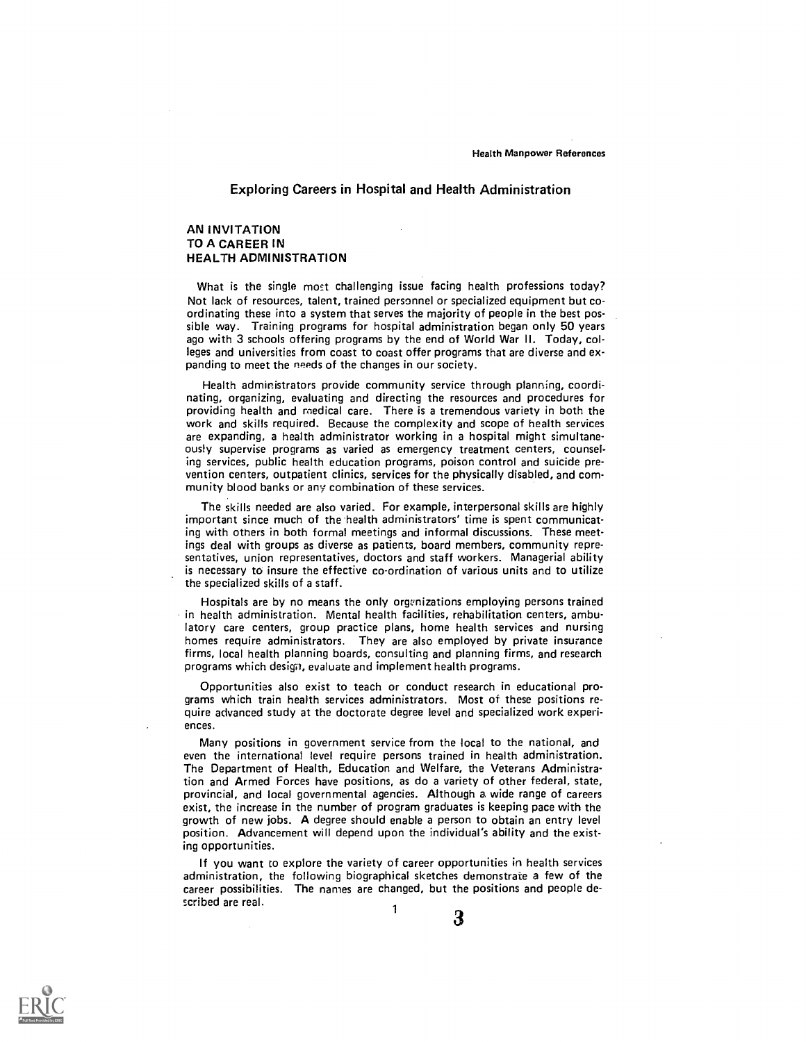# Exploring Careers in Hospital and Health Administration

## AN INVITATION TO A CAREER IN HEALTH ADMINISTRATION

What is the single most challenging issue facing health professions today? Not lack of resources, talent, trained personnel or specialized equipment but co-ordinating these into a system that serves the majority of people in the best possible way. Training programs for hospital administration began only 50 years ago with 3 schools offering programs by the end of World War II. Today, colleges and universities from coast to coast offer programs that are diverse and expanding to meet the needs of the changes in our society.

Health administrators provide community service through planning, coordinating, organizing, evaluating and directing the resources and procedures for providing health and medical care. There is a tremendous variety in both the work and skills required. Because the complexity and scope of health services are expanding, a health administrator working in a hospital might simultaneously supervise programs as varied as emergency treatment centers, counseling services, public health education programs, poison control and suicide prevention centers, outpatient clinics, services for the physically disabled, and community blood banks or any combination of these services.

The skills needed are also varied. For example, interpersonal skills are highly important since much of the health administrators' time is spent communicating with others in both formal meetings and informal discussions. These meetings deal with groups as diverse as patients, board members, community representatives, union representatives, doctors and staff workers. Managerial ability is necessary to insure the effective co-ordination of various units and to utilize the specialized skills of a staff.

Hospitals are by no means the only organizations employing persons trained in health administration. Mental health facilities, rehabilitation centers, ambulatory care centers, group practice plans, home health services and nursing homes require administrators. They are also employed by private insurance firms, local health planning boards, consulting and planning firms, and research programs which design, evaluate and implement health programs.

Opportunities also exist to teach or conduct research in educational programs which train health services administrators. Most of these positions require advanced study at the doctorate degree level and specialized work experiences.

Many positions in government service from the local to the national, and even the international level require persons trained in health administration. The Department of Health, Education and Welfare, the Veterans Administration and Armed Forces have positions, as do a variety of other federal, state, provincial, and local governmental agencies. Although a wide range of careers exist, the increase in the number of program graduates is keeping pace with the growth of new jobs. A degree should enable a person to obtain an entry level position. Advancement will depend upon the individual's ability and the existing opportunities.

If you want to explore the variety of career opportunities in health services administration, the following biographical sketches demonstrate a few of the career possibilities. The names are changed, but the positions and people described are real.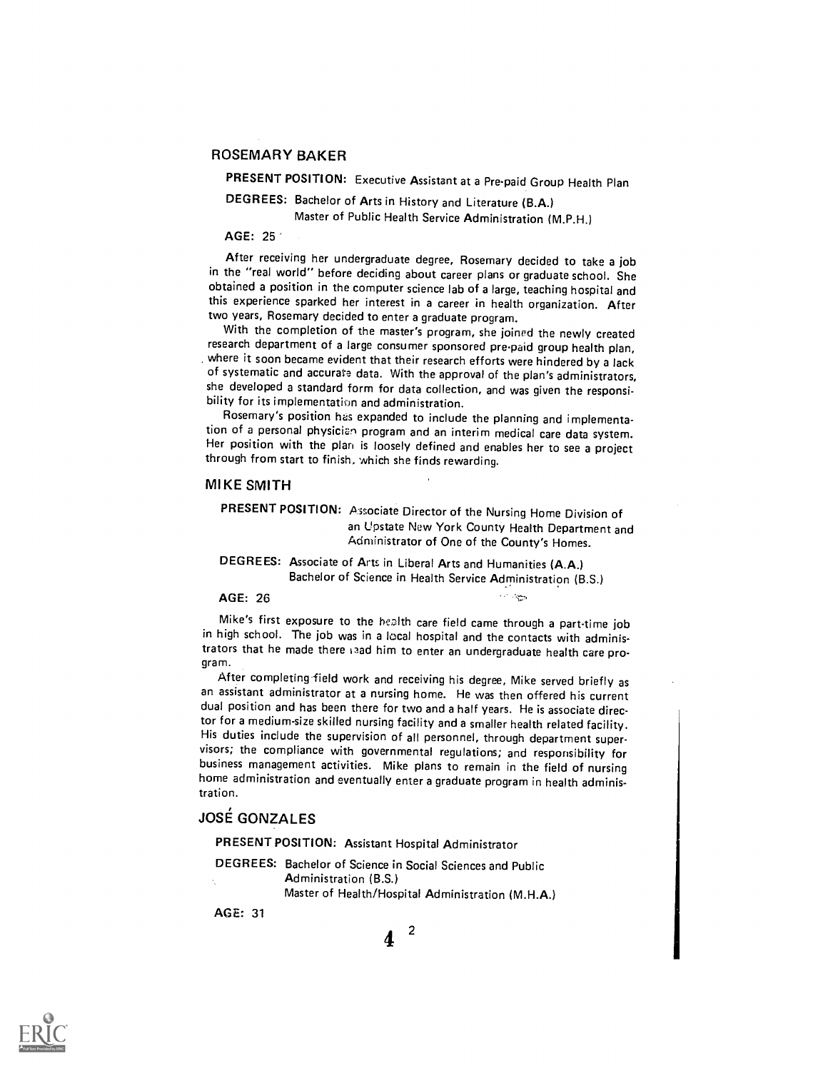## ROSEMARY BAKER

**PRESENT POSITION:** Executive Assistant at a Pre-paid Group Health Plan

**DEGREES:** Bachelor of Arts in History and Literature (B.A.)
Master of Public Health Service Administration (M.P.H.)

**AGE:** 25

After receiving her undergraduate degree, Rosemary decided to take a job in the "real world" before deciding about career plans or graduate school. She obtained a position in the computer science lab of a large, teaching hospital and this experience sparked her interest in a career in health organization. After two years, Rosemary decided to enter a graduate program.

With the completion of the master's program, she joined the newly created research department of a large consumer sponsored pre-paid group health plan, where it soon became evident that their research efforts were hindered by a lack of systematic and accurate data. With the approval of the plan's administrators, she developed a standard form for data collection, and was given the responsibility for its implementation and administration.

Rosemary's position has expanded to include the planning and implementation of a personal physician program and an interim medical care data system. Her position with the plan is loosely defined and enables her to see a project through from start to finish, which she finds rewarding.

## MIKE SMITH

**PRESENT POSITION:** Associate Director of the Nursing Home Division of an Upstate New York County Health Department and Administrator of One of the County's Homes.

**DEGREES:** Associate of Arts in Liberal Arts and Humanities (A.A.)
Bachelor of Science in Health Service Administration (B.S.)

**AGE:** 26

Mike's first exposure to the health care field came through a part-time job in high school. The job was in a local hospital and the contacts with administrators that he made there lead him to enter an undergraduate health care program.

After completing field work and receiving his degree, Mike served briefly as an assistant administrator at a nursing home. He was then offered his current dual position and has been there for two and a half years. He is associate director for a medium-size skilled nursing facility and a smaller health related facility. His duties include the supervision of all personnel, through department supervisors; the compliance with governmental regulations; and responsibility for business management activities. Mike plans to remain in the field of nursing home administration and eventually enter a graduate program in health administration.

## JOSÉ GONZALES

**PRESENT POSITION:** Assistant Hospital Administrator

**DEGREES:** Bachelor of Science in Social Sciences and Public Administration (B.S.)
Master of Health/Hospital Administration (M.H.A.)

**AGE:** 31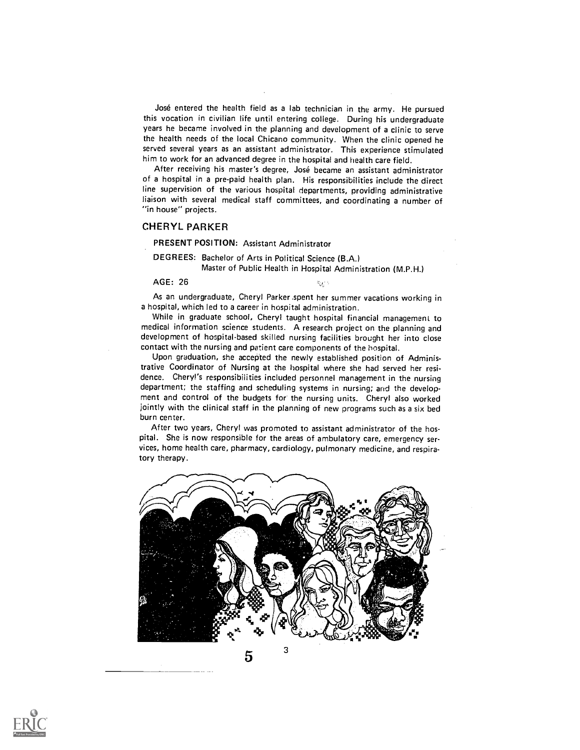José entered the health field as a lab technician in the army. He pursued this vocation in civilian life until entering college. During his undergraduate years he became involved in the planning and development of a clinic to serve the health needs of the local Chicano community. When the clinic opened he served several years as an assistant administrator. This experience stimulated him to work for an advanced degree in the hospital and health care field.

After receiving his master's degree, José became an assistant administrator of a hospital in a pre-paid health plan. His responsibilities include the direct line supervision of the various hospital departments, providing administrative liaison with several medical staff committees, and coordinating a number of "in house" projects.

## CHERYL PARKER

**PRESENT POSITION:** Assistant Administrator

**DEGREES:** Bachelor of Arts in Political Science (B.A.)
Master of Public Health in Hospital Administration (M.P.H.)

**AGE:** 26

As an undergraduate, Cheryl Parker spent her summer vacations working in a hospital, which led to a career in hospital administration.

While in graduate school, Cheryl taught hospital financial management to medical information science students. A research project on the planning and development of hospital-based skilled nursing facilities brought her into close contact with the nursing and patient care components of the hospital.

Upon graduation, she accepted the newly established position of Administrative Coordinator of Nursing at the hospital where she had served her residence. Cheryl's responsibilities included personnel management in the nursing department; the staffing and scheduling systems in nursing; and the development and control of the budgets for the nursing units. Cheryl also worked jointly with the clinical staff in the planning of new programs such as a six bed burn center.

After two years, Cheryl was promoted to assistant administrator of the hospital. She is now responsible for the areas of ambulatory care, emergency services, home health care, pharmacy, cardiology, pulmonary medicine, and respiratory therapy.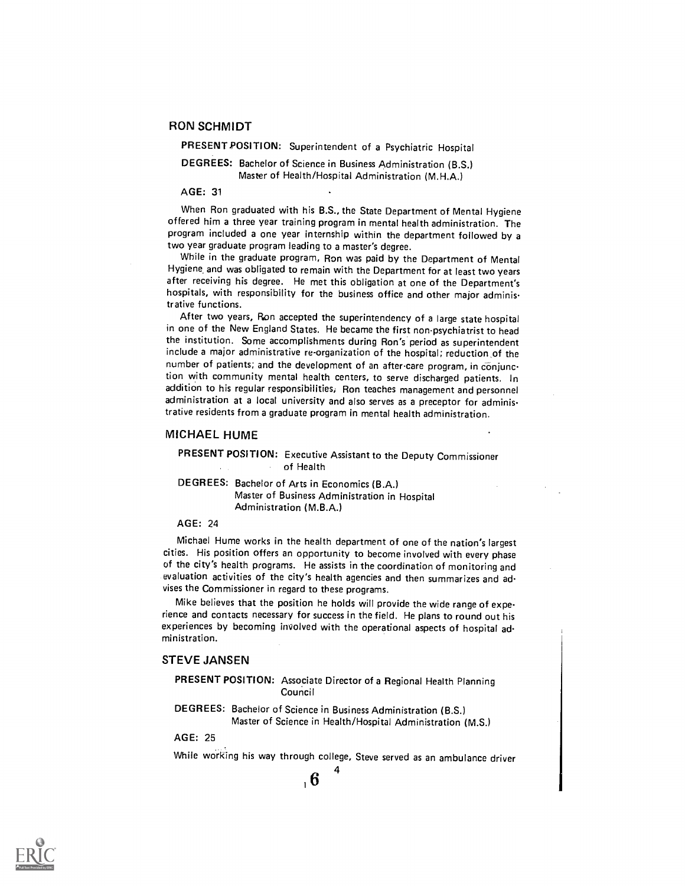## RON SCHMIDT

**PRESENT POSITION:** Superintendent of a Psychiatric Hospital

**DEGREES:** Bachelor of Science in Business Administration (B.S.)
Master of Health/Hospital Administration (M.H.A.)

**AGE:** 31

When Ron graduated with his B.S., the State Department of Mental Hygiene offered him a three year training program in mental health administration. The program included a one year internship within the department followed by a two year graduate program leading to a master's degree.

While in the graduate program, Ron was paid by the Department of Mental Hygiene and was obligated to remain with the Department for at least two years after receiving his degree. He met this obligation at one of the Department's hospitals, with responsibility for the business office and other major administrative functions.

After two years, Ron accepted the superintendency of a large state hospital in one of the New England States. He became the first non-psychiatrist to head the institution. Some accomplishments during Ron's period as superintendent include a major administrative re-organization of the hospital; reduction of the number of patients; and the development of an after-care program, in conjunction with community mental health centers, to serve discharged patients. In addition to his regular responsibilities, Ron teaches management and personnel administration at a local university and also serves as a preceptor for administrative residents from a graduate program in mental health administration.

## MICHAEL HUME

**PRESENT POSITION:** Executive Assistant to the Deputy Commissioner of Health

**DEGREES:** Bachelor of Arts in Economics (B.A.)
Master of Business Administration in Hospital Administration (M.B.A.)

**AGE:** 24

Michael Hume works in the health department of one of the nation's largest cities. His position offers an opportunity to become involved with every phase of the city's health programs. He assists in the coordination of monitoring and evaluation activities of the city's health agencies and then summarizes and advises the Commissioner in regard to these programs.

Mike believes that the position he holds will provide the wide range of experience and contacts necessary for success in the field. He plans to round out his experiences by becoming involved with the operational aspects of hospital administration.

## STEVE JANSEN

**PRESENT POSITION:** Associate Director of a Regional Health Planning Council

**DEGREES:** Bachelor of Science in Business Administration (B.S.)
Master of Science in Health/Hospital Administration (M.S.)

**AGE:** 25

While working his way through college, Steve served as an ambulance driver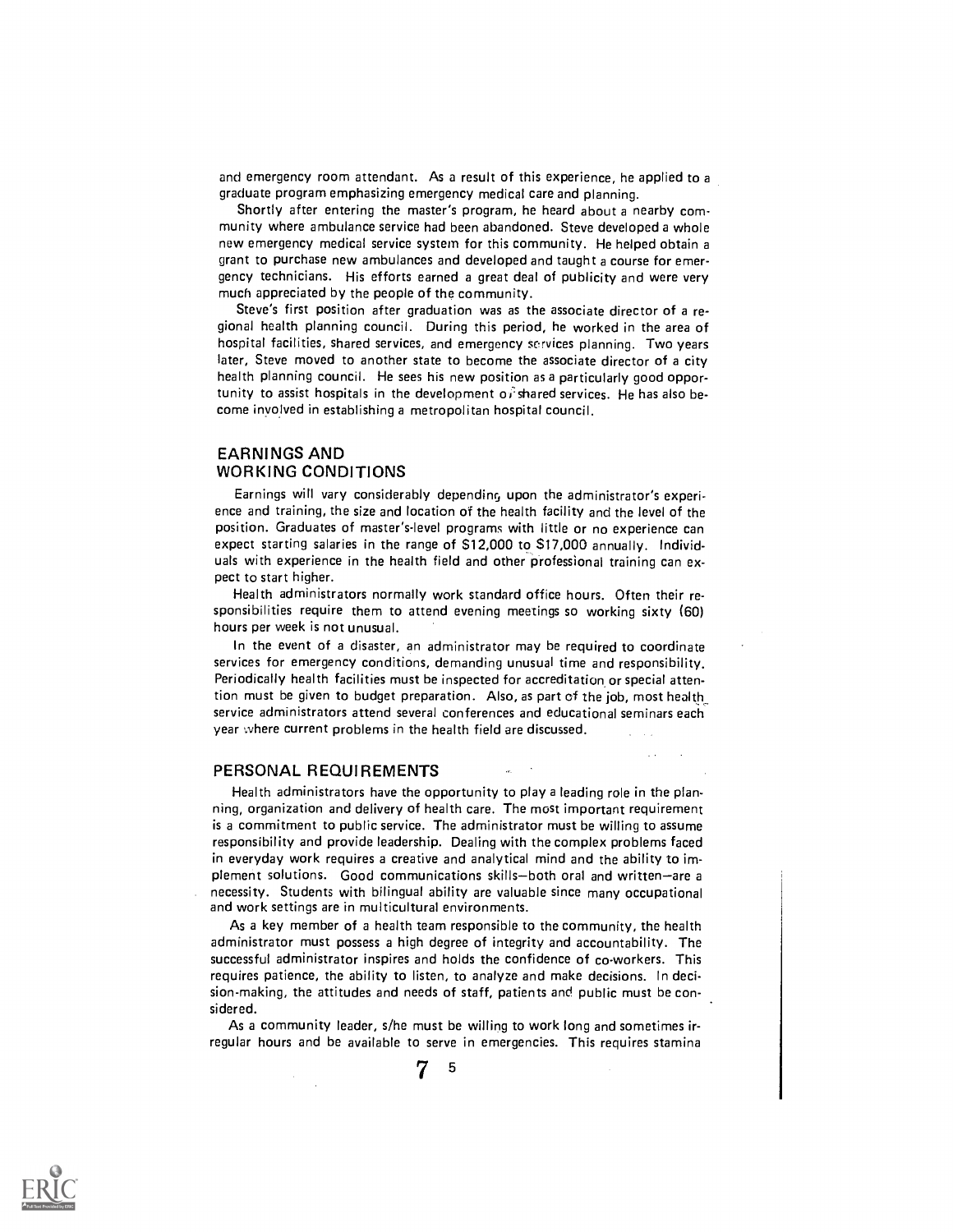and emergency room attendant. As a result of this experience, he applied to a graduate program emphasizing emergency medical care and planning.

Shortly after entering the master's program, he heard about a nearby community where ambulance service had been abandoned. Steve developed a whole new emergency medical service system for this community. He helped obtain a grant to purchase new ambulances and developed and taught a course for emergency technicians. His efforts earned a great deal of publicity and were very much appreciated by the people of the community.

Steve's first position after graduation was as the associate director of a regional health planning council. During this period, he worked in the area of hospital facilities, shared services, and emergency services planning. Two years later, Steve moved to another state to become the associate director of a city health planning council. He sees his new position as a particularly good opportunity to assist hospitals in the development of shared services. He has also become involved in establishing a metropolitan hospital council.

## EARNINGS AND WORKING CONDITIONS

Earnings will vary considerably depending upon the administrator's experience and training, the size and location of the health facility and the level of the position. Graduates of master's-level programs with little or no experience can expect starting salaries in the range of $12,000 to $17,000 annually. Individuals with experience in the health field and other professional training can expect to start higher.

Health administrators normally work standard office hours. Often their responsibilities require them to attend evening meetings so working sixty (60) hours per week is not unusual.

In the event of a disaster, an administrator may be required to coordinate services for emergency conditions, demanding unusual time and responsibility. Periodically health facilities must be inspected for accreditation or special attention must be given to budget preparation. Also, as part of the job, most health service administrators attend several conferences and educational seminars each year where current problems in the health field are discussed.

## PERSONAL REQUIREMENTS

Health administrators have the opportunity to play a leading role in the planning, organization and delivery of health care. The most important requirement is a commitment to public service. The administrator must be willing to assume responsibility and provide leadership. Dealing with the complex problems faced in everyday work requires a creative and analytical mind and the ability to implement solutions. Good communications skills—both oral and written—are a necessity. Students with bilingual ability are valuable since many occupational and work settings are in multicultural environments.

As a key member of a health team responsible to the community, the health administrator must possess a high degree of integrity and accountability. The successful administrator inspires and holds the confidence of co-workers. This requires patience, the ability to listen, to analyze and make decisions. In decision-making, the attitudes and needs of staff, patients and public must be considered.

As a community leader, s/he must be willing to work long and sometimes irregular hours and be available to serve in emergencies. This requires stamina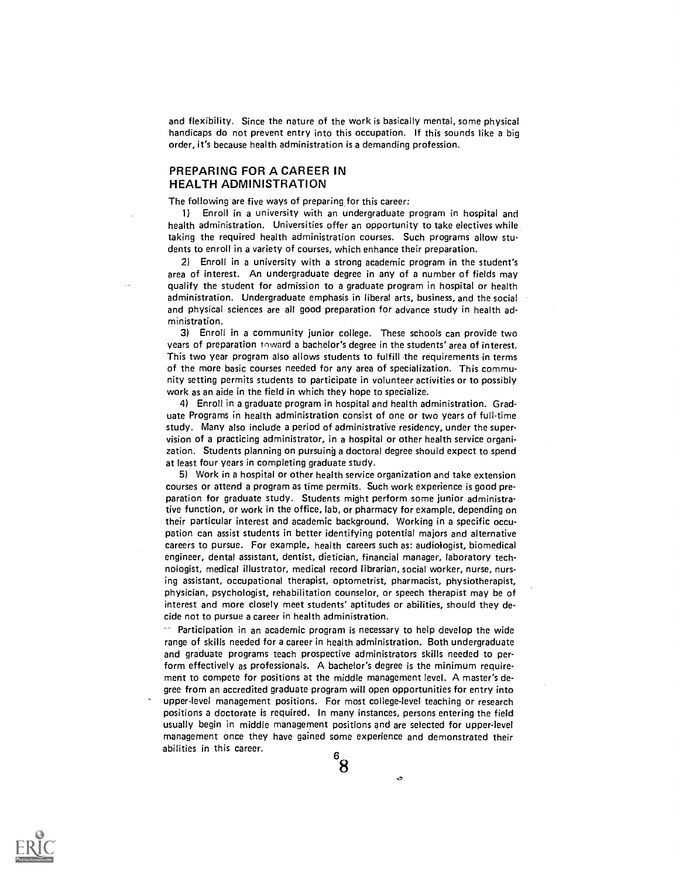and flexibility. Since the nature of the work is basically mental, some physical handicaps do not prevent entry into this occupation. If this sounds like a big order, it's because health administration is a demanding profession.

## PREPARING FOR A CAREER IN HEALTH ADMINISTRATION

The following are five ways of preparing for this career:

1) Enroll in a university with an undergraduate program in hospital and health administration. Universities offer an opportunity to take electives while taking the required health administration courses. Such programs allow students to enroll in a variety of courses, which enhance their preparation.

2) Enroll in a university with a strong academic program in the student's area of interest. An undergraduate degree in any of a number of fields may qualify the student for admission to a graduate program in hospital or health administration. Undergraduate emphasis in liberal arts, business, and the social and physical sciences are all good preparation for advance study in health administration.

3) Enroll in a community junior college. These schools can provide two years of preparation toward a bachelor's degree in the students' area of interest. This two year program also allows students to fulfill the requirements in terms of the more basic courses needed for any area of specialization. This community setting permits students to participate in volunteer activities or to possibly work as an aide in the field in which they hope to specialize.

4) Enroll in a graduate program in hospital and health administration. Graduate Programs in health administration consist of one or two years of full-time study. Many also include a period of administrative residency, under the supervision of a practicing administrator, in a hospital or other health service organization. Students planning on pursuing a doctoral degree should expect to spend at least four years in completing graduate study.

5) Work in a hospital or other health service organization and take extension courses or attend a program as time permits. Such work experience is good preparation for graduate study. Students might perform some junior administrative function, or work in the office, lab, or pharmacy for example, depending on their particular interest and academic background. Working in a specific occupation can assist students in better identifying potential majors and alternative careers to pursue. For example, health careers such as: audiologist, biomedical engineer, dental assistant, dentist, dietician, financial manager, laboratory technologist, medical illustrator, medical record librarian, social worker, nurse, nursing assistant, occupational therapist, optometrist, pharmacist, physiotherapist, physician, psychologist, rehabilitation counselor, or speech therapist may be of interest and more closely meet students' aptitudes or abilities, should they decide not to pursue a career in health administration.

Participation in an academic program is necessary to help develop the wide range of skills needed for a career in health administration. Both undergraduate and graduate programs teach prospective administrators skills needed to perform effectively as professionals. A bachelor's degree is the minimum requirement to compete for positions at the middle management level. A master's degree from an accredited graduate program will open opportunities for entry into upper-level management positions. For most college-level teaching or research positions a doctorate is required. In many instances, persons entering the field usually begin in middle management positions and are selected for upper-level management once they have gained some experience and demonstrated their abilities in this career.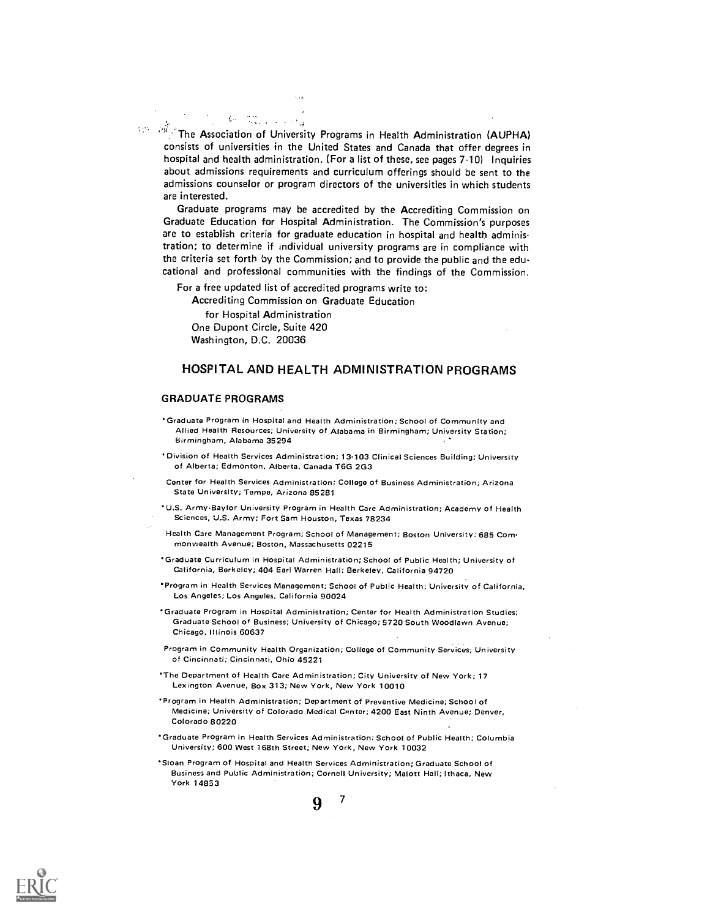The Association of University Programs in Health Administration (AUPHA) consists of universities in the United States and Canada that offer degrees in hospital and health administration. (For a list of these, see pages 7-10) Inquiries about admissions requirements and curriculum offerings should be sent to the admissions counselor or program directors of the universities in which students are interested.

Graduate programs may be accredited by the Accrediting Commission on Graduate Education for Hospital Administration. The Commission's purposes are to establish criteria for graduate education in hospital and health administration; to determine if individual university programs are in compliance with the criteria set forth by the Commission; and to provide the public and the educational and professional communities with the findings of the Commission.

For a free updated list of accredited programs write to:

Accrediting Commission on Graduate Education
for Hospital Administration
One Dupont Circle, Suite 420
Washington, D.C. 20036

## HOSPITAL AND HEALTH ADMINISTRATION PROGRAMS

### GRADUATE PROGRAMS

*Graduate Program in Hospital and Health Administration; School of Community and Allied Health Resources; University of Alabama in Birmingham; University Station; Birmingham, Alabama 35294

*Division of Health Services Administration; 13-103 Clinical Sciences Building; University of Alberta; Edmonton, Alberta, Canada T6G 2G3

Center for Health Services Administration; College of Business Administration; Arizona State University; Tempe, Arizona 85281

*U.S. Army-Baylor University Program in Health Care Administration; Academy of Health Sciences, U.S. Army; Fort Sam Houston, Texas 78234

Health Care Management Program; School of Management; Boston University; 685 Commonwealth Avenue; Boston, Massachusetts 02215

*Graduate Curriculum in Hospital Administration; School of Public Health; University of California, Berkeley; 404 Earl Warren Hall; Berkeley, California 94720

*Program in Health Services Management; School of Public Health; University of California, Los Angeles; Los Angeles, California 90024

*Graduate Program in Hospital Administration; Center for Health Administration Studies; Graduate School of Business; University of Chicago; 5720 South Woodlawn Avenue; Chicago, Illinois 60637

Program in Community Health Organization; College of Community Services; University of Cincinnati; Cincinnati, Ohio 45221

*The Department of Health Care Administration; City University of New York; 17 Lexington Avenue, Box 313; New York, New York 10010

*Program in Health Administration; Department of Preventive Medicine; School of Medicine; University of Colorado Medical Center; 4200 East Ninth Avenue; Denver, Colorado 80220

*Graduate Program in Health Services Administration; School of Public Health; Columbia University; 600 West 168th Street; New York, New York 10032

*Sloan Program of Hospital and Health Services Administration; Graduate School of Business and Public Administration; Cornell University; Malott Hall; Ithaca, New York 14853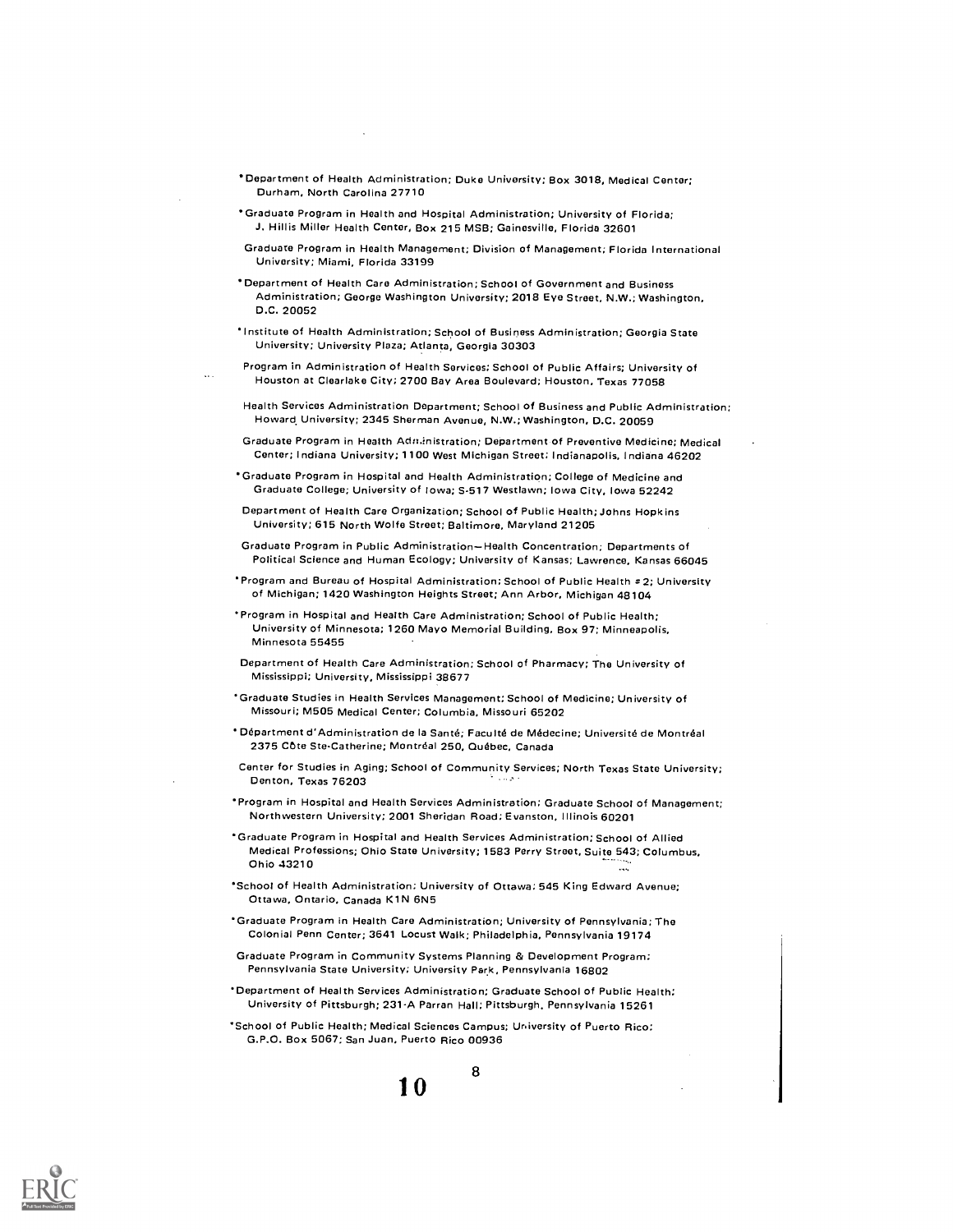*Department of Health Administration; Duke University; Box 3018, Medical Center; Durham, North Carolina 27710

*Graduate Program in Health and Hospital Administration; University of Florida; J. Hillis Miller Health Center, Box 215 MSB; Gainesville, Florida 32601

Graduate Program in Health Management; Division of Management; Florida International University; Miami, Florida 33199

*Department of Health Care Administration; School of Government and Business Administration; George Washington University; 2018 Eye Street, N.W.; Washington, D.C. 20052

*Institute of Health Administration; School of Business Administration; Georgia State University; University Plaza; Atlanta, Georgia 30303

Program in Administration of Health Services; School of Public Affairs; University of Houston at Clearlake City; 2700 Bay Area Boulevard; Houston, Texas 77058

Health Services Administration Department; School of Business and Public Administration; Howard University; 2345 Sherman Avenue, N.W.; Washington, D.C. 20059

Graduate Program in Health Administration; Department of Preventive Medicine; Medical Center; Indiana University; 1100 West Michigan Street; Indianapolis, Indiana 46202

*Graduate Program in Hospital and Health Administration; College of Medicine and Graduate College; University of Iowa; S-517 Westlawn; Iowa City, Iowa 52242

Department of Health Care Organization; School of Public Health; Johns Hopkins University; 615 North Wolfe Street; Baltimore, Maryland 21205

Graduate Program in Public Administration—Health Concentration; Departments of Political Science and Human Ecology; University of Kansas; Lawrence, Kansas 66045

*Program and Bureau of Hospital Administration; School of Public Health #2; University of Michigan; 1420 Washington Heights Street; Ann Arbor, Michigan 48104

*Program in Hospital and Health Care Administration; School of Public Health; University of Minnesota; 1260 Mayo Memorial Building, Box 97; Minneapolis, Minnesota 55455

Department of Health Care Administration; School of Pharmacy; The University of Mississippi; University, Mississippi 38677

*Graduate Studies in Health Services Management; School of Medicine; University of Missouri; M505 Medical Center; Columbia, Missouri 65202

*Département d'Administration de la Santé; Faculté de Médecine; Université de Montréal 2375 Côte Ste-Catherine; Montréal 250, Québec, Canada

Center for Studies in Aging; School of Community Services; North Texas State University; Denton, Texas 76203

*Program in Hospital and Health Services Administration; Graduate School of Management; Northwestern University; 2001 Sheridan Road; Evanston, Illinois 60201

*Graduate Program in Hospital and Health Services Administration; School of Allied Medical Professions; Ohio State University; 1583 Perry Street, Suite 543; Columbus, Ohio 43210

*School of Health Administration; University of Ottawa; 545 King Edward Avenue; Ottawa, Ontario, Canada K1N 6N5

*Graduate Program in Health Care Administration; University of Pennsylvania; The Colonial Penn Center; 3641 Locust Walk; Philadelphia, Pennsylvania 19174

Graduate Program in Community Systems Planning & Development Program; Pennsylvania State University; University Park, Pennsylvania 16802

*Department of Health Services Administration; Graduate School of Public Health; University of Pittsburgh; 231-A Parran Hall; Pittsburgh, Pennsylvania 15261

*School of Public Health; Medical Sciences Campus; University of Puerto Rico; G.P.O. Box 5067; San Juan, Puerto Rico 00936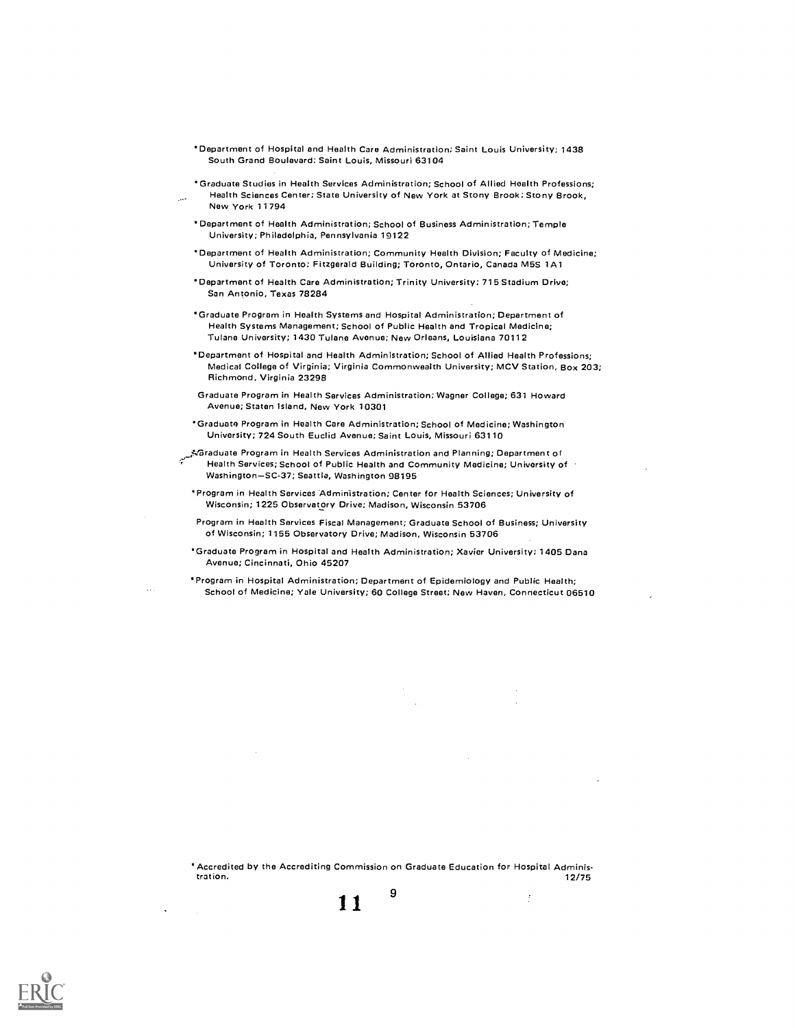*Department of Hospital and Health Care Administration; Saint Louis University; 1438 South Grand Boulevard; Saint Louis, Missouri 63104

*Graduate Studies in Health Services Administration; School of Allied Health Professions; Health Sciences Center; State University of New York at Stony Brook; Stony Brook, New York 11794

*Department of Health Administration; School of Business Administration; Temple University; Philadelphia, Pennsylvania 19122

*Department of Health Administration; Community Health Division; Faculty of Medicine; University of Toronto; Fitzgerald Building; Toronto, Ontario, Canada M5S 1A1

*Department of Health Care Administration; Trinity University; 715 Stadium Drive; San Antonio, Texas 78284

*Graduate Program in Health Systems and Hospital Administration; Department of Health Systems Management; School of Public Health and Tropical Medicine; Tulane University; 1430 Tulane Avenue; New Orleans, Louisiana 70112

*Department of Hospital and Health Administration; School of Allied Health Professions; Medical College of Virginia; Virginia Commonwealth University; MCV Station, Box 203; Richmond, Virginia 23298

Graduate Program in Health Services Administration; Wagner College; 631 Howard Avenue; Staten Island, New York 10301

*Graduate Program in Health Care Administration; School of Medicine; Washington University; 724 South Euclid Avenue; Saint Louis, Missouri 63110

*Graduate Program in Health Services Administration and Planning; Department of Health Services; School of Public Health and Community Medicine; University of Washington—SC-37; Seattle, Washington 98195

*Program in Health Services Administration; Center for Health Sciences; University of Wisconsin; 1225 Observatory Drive; Madison, Wisconsin 53706

Program in Health Services Fiscal Management; Graduate School of Business; University of Wisconsin; 1155 Observatory Drive; Madison, Wisconsin 53706

*Graduate Program in Hospital and Health Administration; Xavier University; 1405 Dana Avenue; Cincinnati, Ohio 45207

*Program in Hospital Administration; Department of Epidemiology and Public Health; School of Medicine; Yale University; 60 College Street; New Haven, Connecticut 06510

*Accredited by the Accrediting Commission on Graduate Education for Hospital Administration. 12/75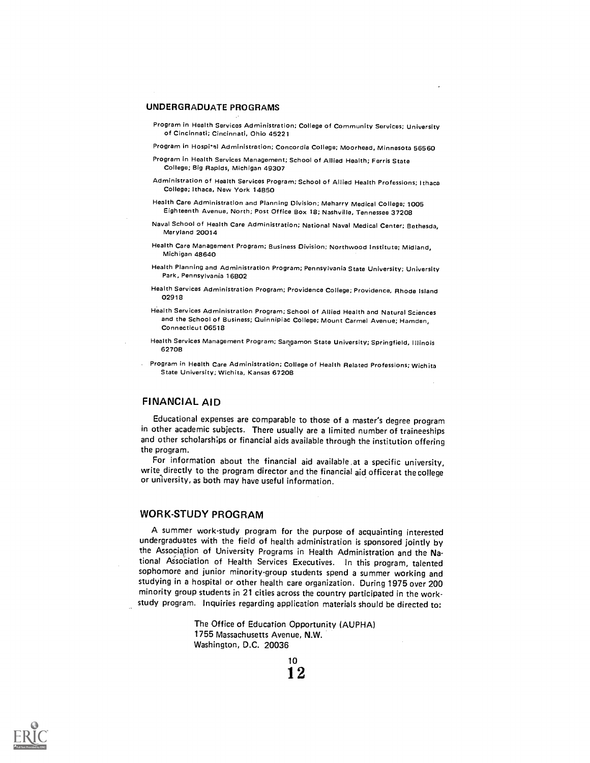## UNDERGRADUATE PROGRAMS

Program in Health Services Administration; College of Community Services; University of Cincinnati; Cincinnati, Ohio 45221

Program in Hospital Administration; Concordia College; Moorhead, Minnesota 56560

Program in Health Services Management; School of Allied Health; Ferris State College; Big Rapids, Michigan 49307

Administration of Health Services Program; School of Allied Health Professions; Ithaca College; Ithaca, New York 14850

Health Care Administration and Planning Division; Meharry Medical College; 1005 Eighteenth Avenue, North; Post Office Box 18; Nashville, Tennessee 37208

Naval School of Health Care Administration; National Naval Medical Center; Bethesda, Maryland 20014

Health Care Management Program; Business Division; Northwood Institute; Midland, Michigan 48640

Health Planning and Administration Program; Pennsylvania State University; University Park, Pennsylvania 16802

Health Services Administration Program; Providence College; Providence, Rhode Island 02918

Health Services Administration Program; School of Allied Health and Natural Sciences and the School of Business; Quinnipiac College; Mount Carmel Avenue; Hamden, Connecticut 06518

Health Services Management Program; Sangamon State University; Springfield, Illinois 62708

Program in Health Care Administration; College of Health Related Professions; Wichita State University; Wichita, Kansas 67208

## FINANCIAL AID

Educational expenses are comparable to those of a master's degree program in other academic subjects. There usually are a limited number of traineeships and other scholarships or financial aids available through the institution offering the program.

For information about the financial aid available at a specific university, write directly to the program director and the financial aid officer at the college or university, as both may have useful information.

## WORK-STUDY PROGRAM

A summer work-study program for the purpose of acquainting interested undergraduates with the field of health administration is sponsored jointly by the Association of University Programs in Health Administration and the National Association of Health Services Executives. In this program, talented sophomore and junior minority-group students spend a summer working and studying in a hospital or other health care organization. During 1975 over 200 minority group students in 21 cities across the country participated in the work-study program. Inquiries regarding application materials should be directed to:

The Office of Education Opportunity (AUPHA)
1755 Massachusetts Avenue, N.W.
Washington, D.C. 20036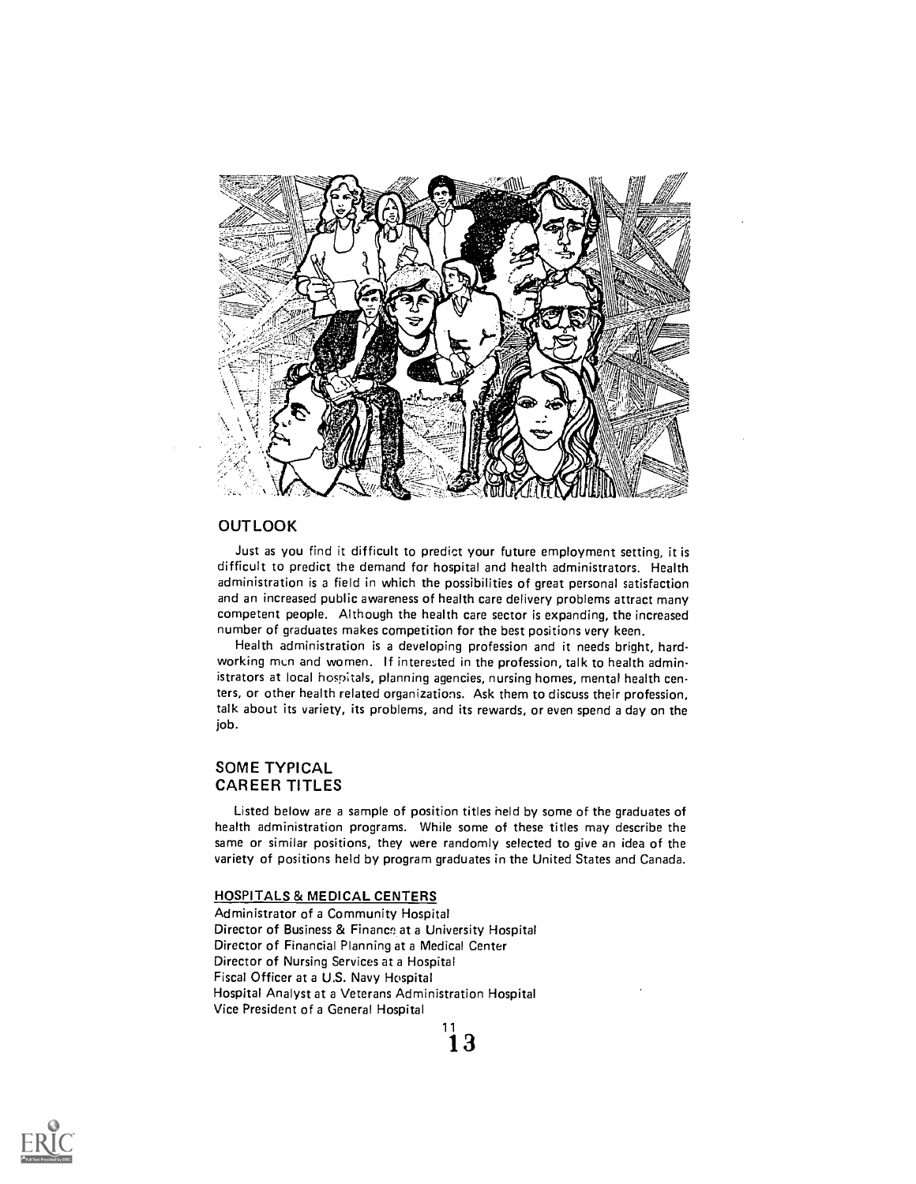## OUTLOOK

Just as you find it difficult to predict your future employment setting, it is difficult to predict the demand for hospital and health administrators. Health administration is a field in which the possibilities of great personal satisfaction and an increased public awareness of health care delivery problems attract many competent people. Although the health care sector is expanding, the increased number of graduates makes competition for the best positions very keen.

Health administration is a developing profession and it needs bright, hard-working men and women. If interested in the profession, talk to health administrators at local hospitals, planning agencies, nursing homes, mental health centers, or other health related organizations. Ask them to discuss their profession, talk about its variety, its problems, and its rewards, or even spend a day on the job.

## SOME TYPICAL CAREER TITLES

Listed below are a sample of position titles held by some of the graduates of health administration programs. While some of these titles may describe the same or similar positions, they were randomly selected to give an idea of the variety of positions held by program graduates in the United States and Canada.

### HOSPITALS & MEDICAL CENTERS

Administrator of a Community Hospital
Director of Business & Finance at a University Hospital
Director of Financial Planning at a Medical Center
Director of Nursing Services at a Hospital
Fiscal Officer at a U.S. Navy Hospital
Hospital Analyst at a Veterans Administration Hospital
Vice President of a General Hospital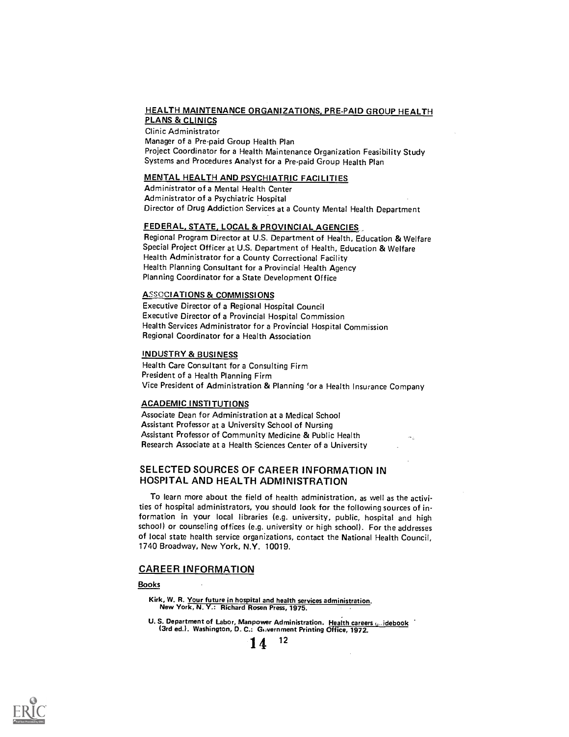#### HEALTH MAINTENANCE ORGANIZATIONS, PRE-PAID GROUP HEALTH PLANS & CLINICS

Clinic Administrator
Manager of a Pre-paid Group Health Plan
Project Coordinator for a Health Maintenance Organization Feasibility Study
Systems and Procedures Analyst for a Pre-paid Group Health Plan

#### MENTAL HEALTH AND PSYCHIATRIC FACILITIES

Administrator of a Mental Health Center
Administrator of a Psychiatric Hospital
Director of Drug Addiction Services at a County Mental Health Department

#### FEDERAL, STATE, LOCAL & PROVINCIAL AGENCIES

Regional Program Director at U.S. Department of Health, Education & Welfare
Special Project Officer at U.S. Department of Health, Education & Welfare
Health Administrator for a County Correctional Facility
Health Planning Consultant for a Provincial Health Agency
Planning Coordinator for a State Development Office

#### ASSOCIATIONS & COMMISSIONS

Executive Director of a Regional Hospital Council
Executive Director of a Provincial Hospital Commission
Health Services Administrator for a Provincial Hospital Commission
Regional Coordinator for a Health Association

#### INDUSTRY & BUSINESS

Health Care Consultant for a Consulting Firm
President of a Health Planning Firm
Vice President of Administration & Planning for a Health Insurance Company

#### ACADEMIC INSTITUTIONS

Associate Dean for Administration at a Medical School
Assistant Professor at a University School of Nursing
Assistant Professor of Community Medicine & Public Health
Research Associate at a Health Sciences Center of a University

## SELECTED SOURCES OF CAREER INFORMATION IN HOSPITAL AND HEALTH ADMINISTRATION

To learn more about the field of health administration, as well as the activities of hospital administrators, you should look for the following sources of information in your local libraries (e.g. university, public, hospital and high school) or counseling offices (e.g. university or high school). For the addresses of local state health service organizations, contact the National Health Council, 1740 Broadway, New York, N.Y. 10019.

## CAREER INFORMATION

### Books

Kirk, W. R. Your future in hospital and health services administration. New York, N. Y.: Richard Rosen Press, 1975.

U. S. Department of Labor, Manpower Administration. Health careers guidebook (3rd ed.). Washington, D. C.: Government Printing Office, 1972.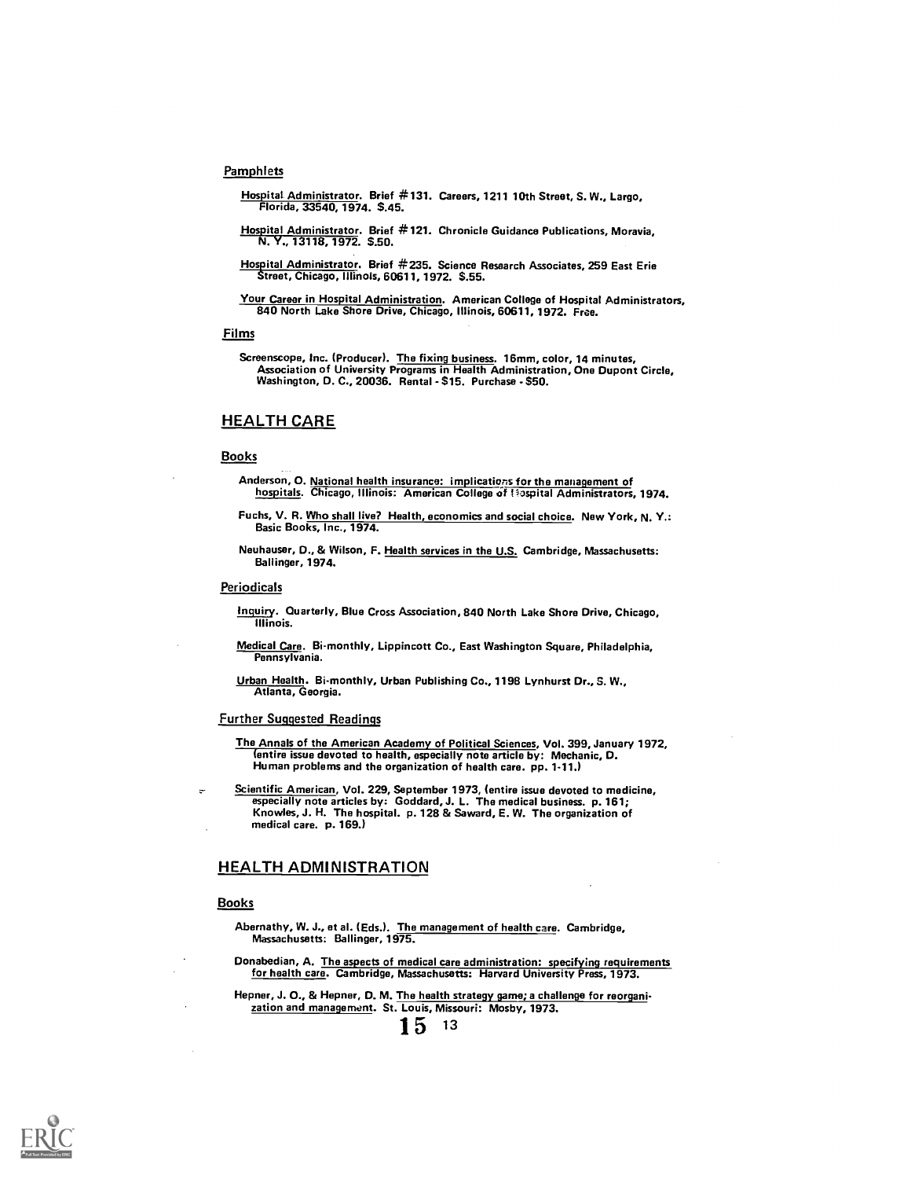#### Pamphlets

Hospital Administrator. Brief #131. Careers, 1211 10th Street, S. W., Largo, Florida, 33540, 1974. $.45.

Hospital Administrator. Brief #121. Chronicle Guidance Publications, Moravia, N. Y., 13118, 1972. $.50.

Hospital Administrator. Brief #235. Science Research Associates, 259 East Erie Street, Chicago, Illinois, 60611, 1972. $.55.

Your Career in Hospital Administration. American College of Hospital Administrators, 840 North Lake Shore Drive, Chicago, Illinois, 60611, 1972. Free.

#### Films

Screenscope, Inc. (Producer). The fixing business. 16mm, color, 14 minutes, Association of University Programs in Health Administration, One Dupont Circle, Washington, D. C., 20036. Rental - $15. Purchase - $50.

## HEALTH CARE

#### Books

Anderson, O. National health insurance: implications for the management of hospitals. Chicago, Illinois: American College of Hospital Administrators, 1974.

Fuchs, V. R. Who shall live? Health, economics and social choice. New York, N. Y.: Basic Books, Inc., 1974.

Neuhauser, D., & Wilson, F. Health services in the U.S. Cambridge, Massachusetts: Ballinger, 1974.

#### Periodicals

Inquiry. Quarterly, Blue Cross Association, 840 North Lake Shore Drive, Chicago, Illinois.

Medical Care. Bi-monthly, Lippincott Co., East Washington Square, Philadelphia, Pennsylvania.

Urban Health. Bi-monthly, Urban Publishing Co., 1198 Lynhurst Dr., S. W., Atlanta, Georgia.

#### Further Suggested Readings

The Annals of the American Academy of Political Sciences, Vol. 399, January 1972, (entire issue devoted to health, especially note article by: Mechanic, D. Human problems and the organization of health care. pp. 1-11.)

Scientific American, Vol. 229, September 1973, (entire issue devoted to medicine, especially note articles by: Goddard, J. L. The medical business. p. 161; Knowles, J. H. The hospital. p. 128 & Saward, E. W. The organization of medical care. p. 169.)

## HEALTH ADMINISTRATION

#### Books

Abernathy, W. J., et al. (Eds.). The management of health care. Cambridge, Massachusetts: Ballinger, 1975.

Donabedian, A. The aspects of medical care administration: specifying requirements for health care. Cambridge, Massachusetts: Harvard University Press, 1973.

Hepner, J. O., & Hepner, D. M. The health strategy game; a challenge for reorganization and management. St. Louis, Missouri: Mosby, 1973.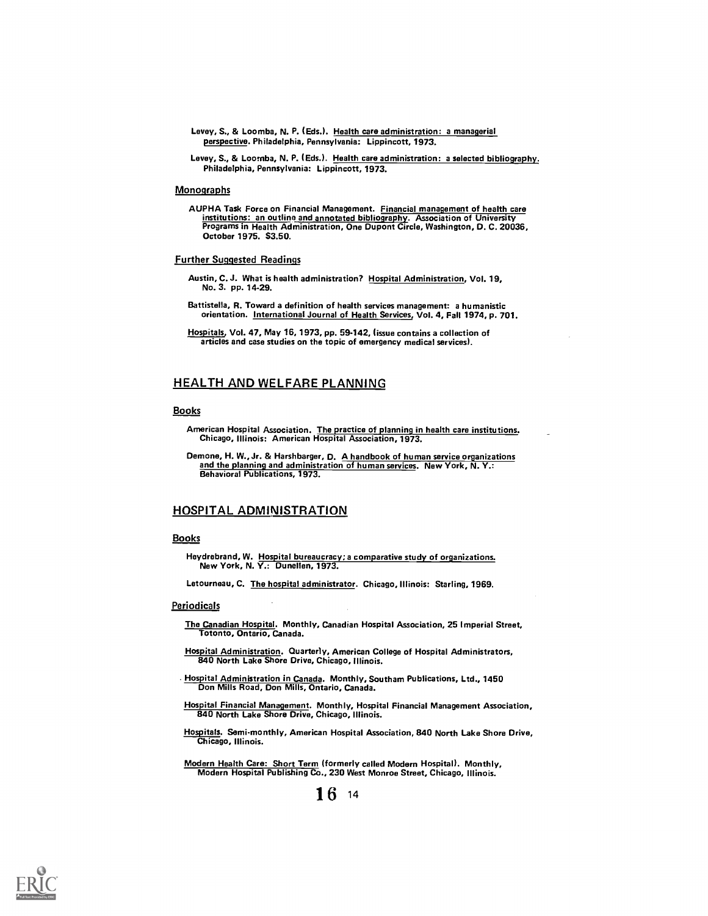Levey, S., & Loomba, N. P. (Eds.). Health care administration: a managerial perspective. Philadelphia, Pennsylvania: Lippincott, 1973.

Levey, S., & Loomba, N. P. (Eds.). Health care administration: a selected bibliography. Philadelphia, Pennsylvania: Lippincott, 1973.

### Monographs

AUPHA Task Force on Financial Management. Financial management of health care institutions: an outline and annotated bibliography. Association of University Programs in Health Administration, One Dupont Circle, Washington, D. C. 20036, October 1975. $3.50.

### Further Suggested Readings

Austin, C. J. What is health administration? Hospital Administration, Vol. 19, No. 3. pp. 14-29.

Battistella, R. Toward a definition of health services management: a humanistic orientation. International Journal of Health Services, Vol. 4, Fall 1974, p. 701.

Hospitals, Vol. 47, May 16, 1973, pp. 59-142, (issue contains a collection of articles and case studies on the topic of emergency medical services).

## HEALTH AND WELFARE PLANNING

### Books

American Hospital Association. The practice of planning in health care institutions. Chicago, Illinois: American Hospital Association, 1973.

Demone, H. W., Jr. & Harshbarger, D. A handbook of human service organizations and the planning and administration of human services. New York, N. Y.: Behavioral Publications, 1973.

## HOSPITAL ADMINISTRATION

### Books

Heydrebrand, W. Hospital bureaucracy; a comparative study of organizations. New York, N. Y.: Dunellen, 1973.

Letourneau, C. The hospital administrator. Chicago, Illinois: Starling, 1969.

### Periodicals

The Canadian Hospital. Monthly, Canadian Hospital Association, 25 Imperial Street, Totonto, Ontario, Canada.

Hospital Administration. Quarterly, American College of Hospital Administrators, 840 North Lake Shore Drive, Chicago, Illinois.

Hospital Administration in Canada. Monthly, Southam Publications, Ltd., 1450 Don Mills Road, Don Mills, Ontario, Canada.

Hospital Financial Management. Monthly, Hospital Financial Management Association, 840 North Lake Shore Drive, Chicago, Illinois.

Hospitals. Semi-monthly, American Hospital Association, 840 North Lake Shore Drive, Chicago, Illinois.

Modern Health Care: Short Term (formerly called Modern Hospital). Monthly, Modern Hospital Publishing Co., 230 West Monroe Street, Chicago, Illinois.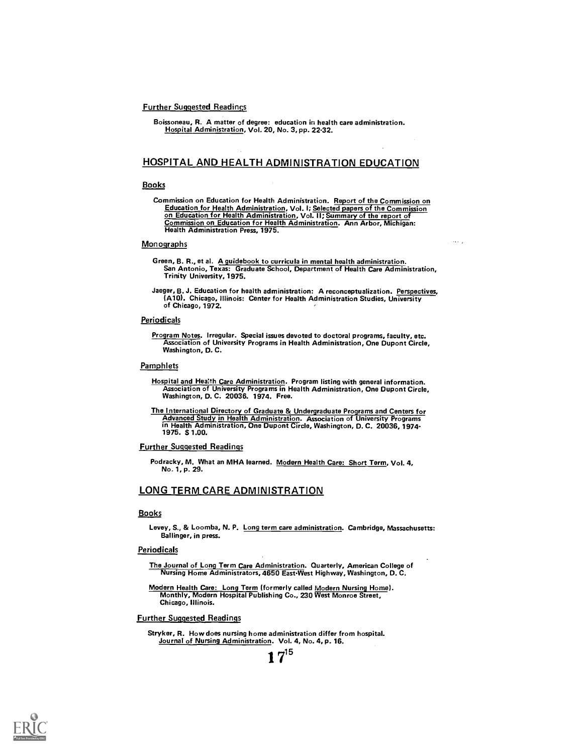#### Further Suggested Readings

Boissoneau, R. A matter of degree: education in health care administration. Hospital Administration, Vol. 20, No. 3, pp. 22-32.

## HOSPITAL AND HEALTH ADMINISTRATION EDUCATION

#### Books

Commission on Education for Health Administration. Report of the Commission on Education for Health Administration, Vol. I; Selected papers of the Commission on Education for Health Administration, Vol. II; Summary of the report of Commission on Education for Health Administration. Ann Arbor, Michigan: Health Administration Press, 1975.

#### Monographs

Green, B. R., et al. A guidebook to curricula in mental health administration. San Antonio, Texas: Graduate School, Department of Health Care Administration, Trinity University, 1975.

Jaeger, B. J. Education for health administration: A reconceptualization. Perspectives, (A10). Chicago, Illinois: Center for Health Administration Studies, University of Chicago, 1972.

#### Periodicals

Program Notes. Irregular. Special issues devoted to doctoral programs, faculty, etc. Association of University Programs in Health Administration, One Dupont Circle, Washington, D. C.

#### Pamphlets

Hospital and Health Care Administration. Program listing with general information. Association of University Programs in Health Administration, One Dupont Circle, Washington, D. C. 20036. 1974. Free.

The International Directory of Graduate & Undergraduate Programs and Centers for Advanced Study in Health Administration. Association of University Programs in Health Administration, One Dupont Circle, Washington, D. C. 20036, 1974-1975. $1.00.

#### Further Suggested Readings

Podracky, M. What an MHA learned. Modern Health Care: Short Term, Vol. 4, No. 1, p. 29.

## LONG TERM CARE ADMINISTRATION

#### Books

Levey, S., & Loomba, N. P. Long term care administration. Cambridge, Massachusetts: Ballinger, in press.

#### Periodicals

The Journal of Long Term Care Administration. Quarterly, American College of Nursing Home Administrators, 4650 East-West Highway, Washington, D. C.

Modern Health Care: Long Term (formerly called Modern Nursing Home). Monthly, Modern Hospital Publishing Co., 230 West Monroe Street, Chicago, Illinois.

#### Further Suggested Readings

Stryker, R. How does nursing home administration differ from hospital. Journal of Nursing Administration. Vol. 4, No. 4, p. 16.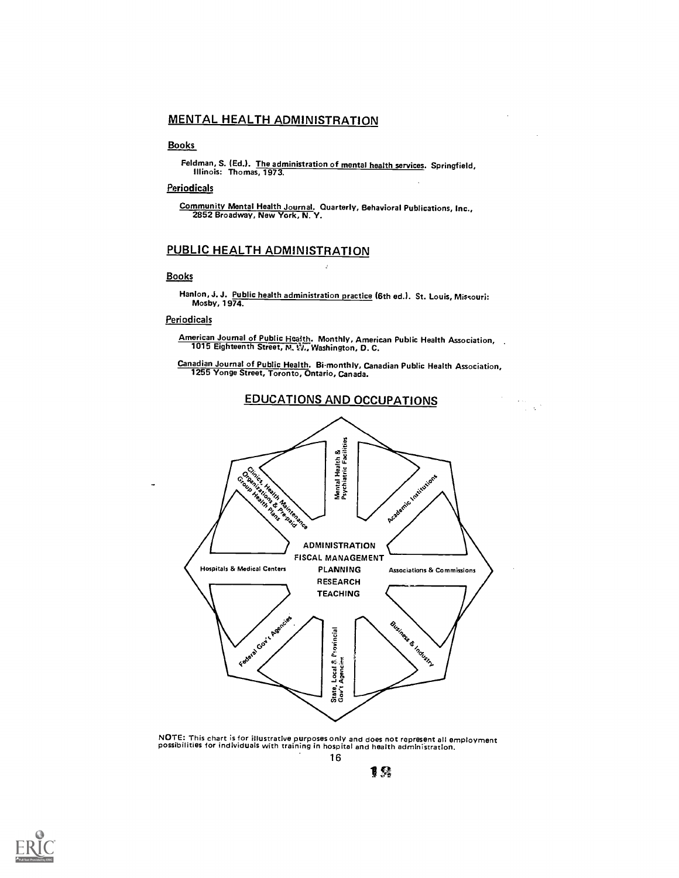## MENTAL HEALTH ADMINISTRATION

### Books

Feldman, S. (Ed.). The administration of mental health services. Springfield, Illinois: Thomas, 1973.

### Periodicals

Community Mental Health Journal. Quarterly, Behavioral Publications, Inc., 2852 Broadway, New York, N. Y.

## PUBLIC HEALTH ADMINISTRATION

### Books

Hanlon, J. J. Public health administration practice (6th ed.). St. Louis, Missouri: Mosby, 1974.

### Periodicals

American Journal of Public Health. Monthly, American Public Health Association, 1015 Eighteenth Street, N. W., Washington, D. C.

Canadian Journal of Public Health. Bi-monthly, Canadian Public Health Association, 1255 Yonge Street, Toronto, Ontario, Canada.

## EDUCATIONS AND OCCUPATIONS

Mental Health & Psychiatric Facilities

Academic Institutions

Associations & Commissions

Business & Industry

State, Local & Provincial Gov't Agencies

Federal Gov't Agencies

Hospitals & Medical Centers

Clinics, Health Maintenance Organizations & Pre-paid Group Health Plans

ADMINISTRATION
FISCAL MANAGEMENT
PLANNING
RESEARCH
TEACHING

NOTE: This chart is for illustrative purposes only and does not represent all employment possibilities for individuals with training in hospital and health administration.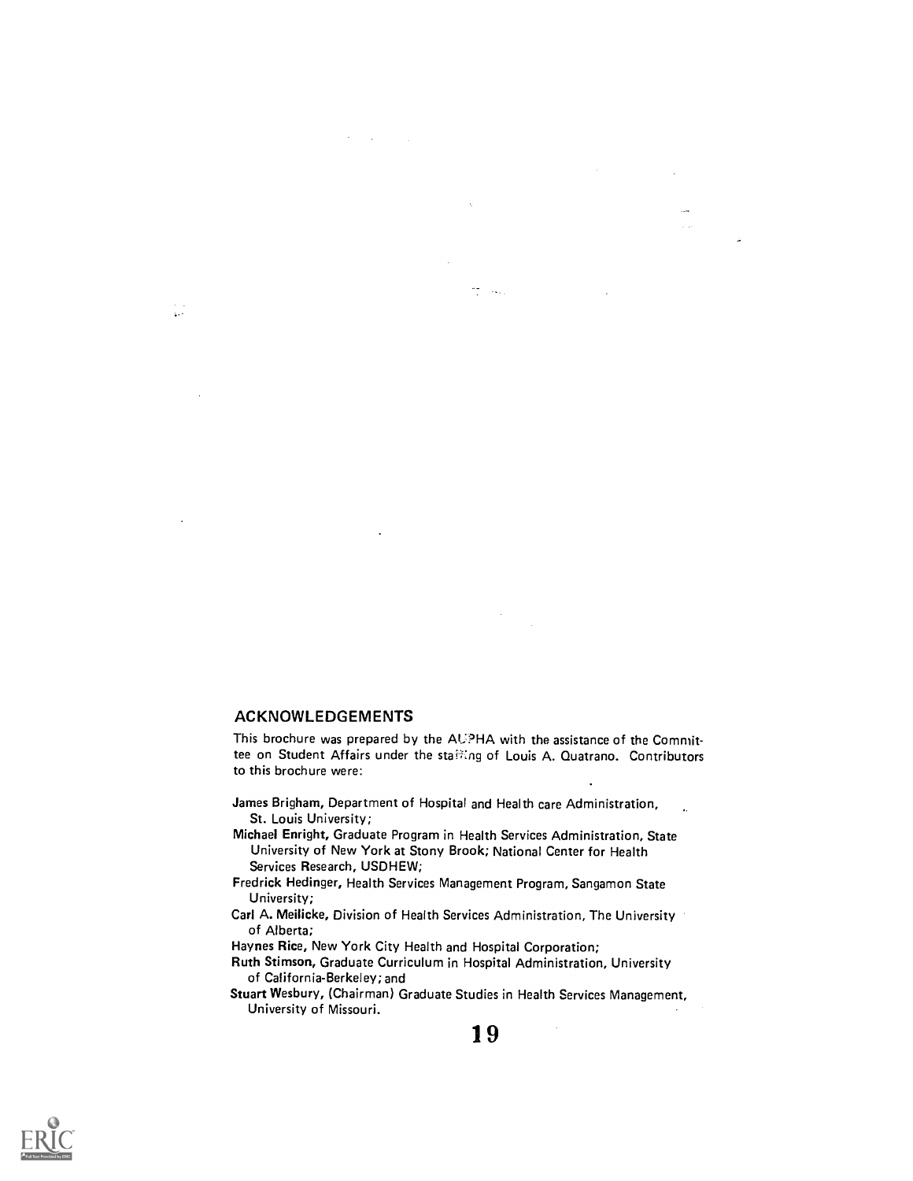## ACKNOWLEDGEMENTS

This brochure was prepared by the AUPHA with the assistance of the Committee on Student Affairs under the staffing of Louis A. Quatrano. Contributors to this brochure were:

**James Brigham**, Department of Hospital and Health care Administration, St. Louis University;

**Michael Enright**, Graduate Program in Health Services Administration, State University of New York at Stony Brook; National Center for Health Services Research, USDHEW;

**Fredrick Hedinger**, Health Services Management Program, Sangamon State University;

**Carl A. Meilicke**, Division of Health Services Administration, The University of Alberta;

**Haynes Rice**, New York City Health and Hospital Corporation;

**Ruth Stimson**, Graduate Curriculum in Hospital Administration, University of California-Berkeley; and

**Stuart Wesbury**, (Chairman) Graduate Studies in Health Services Management, University of Missouri.